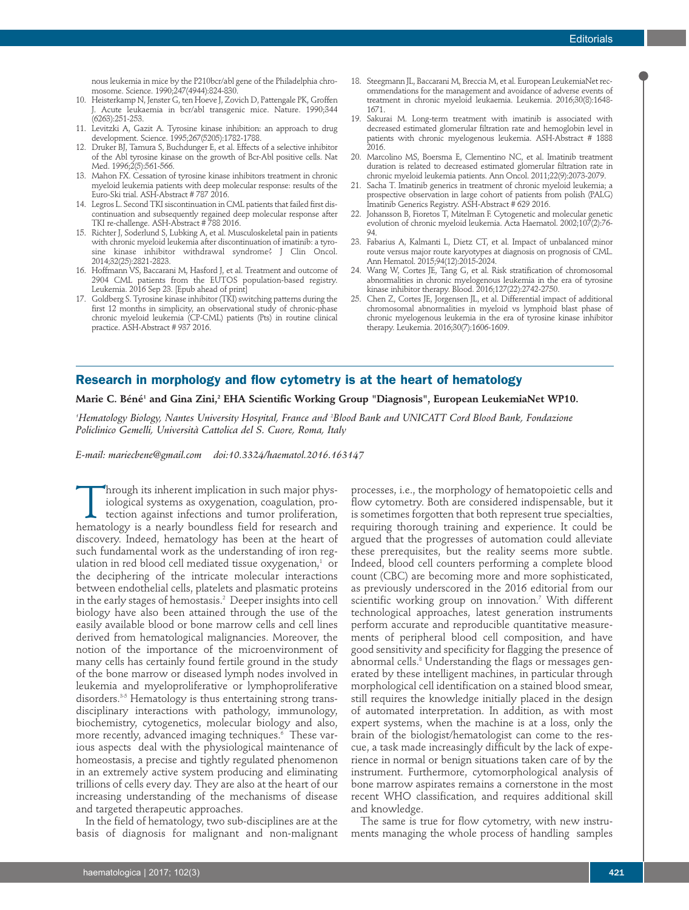nous leukemia in mice by the P210bcr/abl gene of the Philadelphia chromosome. Science. 1990;247(4944):824-830.

10. Heisterkamp N, Jenster G, ten Hoeve J, Zovich D, Pattengale PK, Groffen J. Acute leukaemia in bcr/abl transgenic mice. Nature. 1990;344 (6263):251-253.
11. Levitzki A, Gazit A. Tyrosine kinase inhibition: an approach to drug development. Science. 1995;267(5205):1782-1788.
12. Druker BJ, Tamura S, Buchdunger E, et al. Effects of a selective inhibitor of the Abl tyrosine kinase on the growth of Bcr-Abl positive cells. Nat Med. 1996;2(5):561-566.
13. Mahon FX. Cessation of tyrosine kinase inhibitors treatment in chronic myeloid leukemia patients with deep molecular response: results of the Euro-Ski trial. ASH-Abstract # 787 2016.
14. Legros L. Second TKI siscontinuation in CML patients that failed first discontinuation and subsequently regained deep molecular response after TKI re-challenge. ASH-Abstract # 788 2016.
15. Richter J, Soderlund S, Lubking A, et al. Musculoskeletal pain in patients with chronic myeloid leukemia after discontinuation of imatinib: a tyrosine kinase inhibitor withdrawal syndrome? J Clin Oncol. 2014;32(25):2821-2823.
16. Hoffmann VS, Baccarani M, Hasford J, et al. Treatment and outcome of 2904 CML patients from the EUTOS population-based registry. Leukemia. 2016 Sep 23. [Epub ahead of print]
17. Goldberg S. Tyrosine kinase inhibitor (TKI) switching patterns during the first 12 months in simplicity, an observational study of chronic-phase chronic myeloid leukemia (CP-CML) patients (Pts) in routine clinical practice. ASH-Abstract # 937 2016.
18. Steegmann JL, Baccarani M, Breccia M, et al. European LeukemiaNet recommendations for the management and avoidance of adverse events of treatment in chronic myeloid leukaemia. Leukemia. 2016;30(8):1648-1671.
19. Sakurai M. Long-term treatment with imatinib is associated with decreased estimated glomerular filtration rate and hemoglobin level in patients with chronic myelogenous leukemia. ASH-Abstract # 1888 2016.
20. Marcolino MS, Boersma E, Clementino NC, et al. Imatinib treatment duration is related to decreased estimated glomerular filtration rate in chronic myeloid leukemia patients. Ann Oncol. 2011;22(9):2073-2079.
21. Sacha T. Imatinib generics in treatment of chronic myeloid leukemia; a prospective observation in large cohort of patients from polish (PALG) Imatinib Generics Registry. ASH-Abstract # 629 2016.
22. Johansson B, Fioretos T, Mitelman F. Cytogenetic and molecular genetic evolution of chronic myeloid leukemia. Acta Haematol. 2002;107(2):76-94.
23. Fabarius A, Kalmanti L, Dietz CT, et al. Impact of unbalanced minor route versus major route karyotypes at diagnosis on prognosis of CML. Ann Hematol. 2015;94(12):2015-2024.
24. Wang W, Cortes JE, Tang G, et al. Risk stratification of chromosomal abnormalities in chronic myelogenous leukemia in the era of tyrosine kinase inhibitor therapy. Blood. 2016;127(22):2742-2750.
25. Chen Z, Cortes JE, Jorgensen JL, et al. Differential impact of additional chromosomal abnormalities in myeloid vs lymphoid blast phase of chronic myelogenous leukemia in the era of tyrosine kinase inhibitor therapy. Leukemia. 2016;30(7):1606-1609.

## Research in morphology and flow cytometry is at the heart of hematology

**Marie C. Béné[1] and Gina Zini,[2] EHA Scientific Working Group "Diagnosis", European LeukemiaNet WP10.**

*[1]Hematology Biology, Nantes University Hospital, France and [2]Blood Bank and UNICATT Cord Blood Bank, Fondazione Policlinico Gemelli, Università Cattolica del S. Cuore, Roma, Italy*

*E-mail: mariecbene@gmail.com doi:10.3324/haematol.2016.163147*

Through its inherent implication in such major physiological systems as oxygenation, coagulation, protection against infections and tumor proliferation, hematology is a nearly boundless field for research and discovery. Indeed, hematology has been at the heart of such fundamental work as the understanding of iron regulation in red blood cell mediated tissue oxygenation,[1] or the deciphering of the intricate molecular interactions between endothelial cells, platelets and plasmatic proteins in the early stages of hemostasis.[2] Deeper insights into cell biology have also been attained through the use of the easily available blood or bone marrow cells and cell lines derived from hematological malignancies. Moreover, the notion of the importance of the microenvironment of many cells has certainly found fertile ground in the study of the bone marrow or diseased lymph nodes involved in leukemia and myeloproliferative or lymphoproliferative disorders.[3-5] Hematology is thus entertaining strong transdisciplinary interactions with pathology, immunology, biochemistry, cytogenetics, molecular biology and also, more recently, advanced imaging techniques.[6] These various aspects deal with the physiological maintenance of homeostasis, a precise and tightly regulated phenomenon in an extremely active system producing and eliminating trillions of cells every day. They are also at the heart of our increasing understanding of the mechanisms of disease and targeted therapeutic approaches.

In the field of hematology, two sub-disciplines are at the basis of diagnosis for malignant and non-malignant processes, i.e., the morphology of hematopoietic cells and flow cytometry. Both are considered indispensable, but it is sometimes forgotten that both represent true specialties, requiring thorough training and experience. It could be argued that the progresses of automation could alleviate these prerequisites, but the reality seems more subtle. Indeed, blood cell counters performing a complete blood count (CBC) are becoming more and more sophisticated, as previously underscored in the 2016 editorial from our scientific working group on innovation.[7] With different technological approaches, latest generation instruments perform accurate and reproducible quantitative measurements of peripheral blood cell composition, and have good sensitivity and specificity for flagging the presence of abnormal cells.[8] Understanding the flags or messages generated by these intelligent machines, in particular through morphological cell identification on a stained blood smear, still requires the knowledge initially placed in the design of automated interpretation. In addition, as with most expert systems, when the machine is at a loss, only the brain of the biologist/hematologist can come to the rescue, a task made increasingly difficult by the lack of experience in normal or benign situations taken care of by the instrument. Furthermore, cytomorphological analysis of bone marrow aspirates remains a cornerstone in the most recent WHO classification, and requires additional skill and knowledge.

The same is true for flow cytometry, with new instruments managing the whole process of handling samples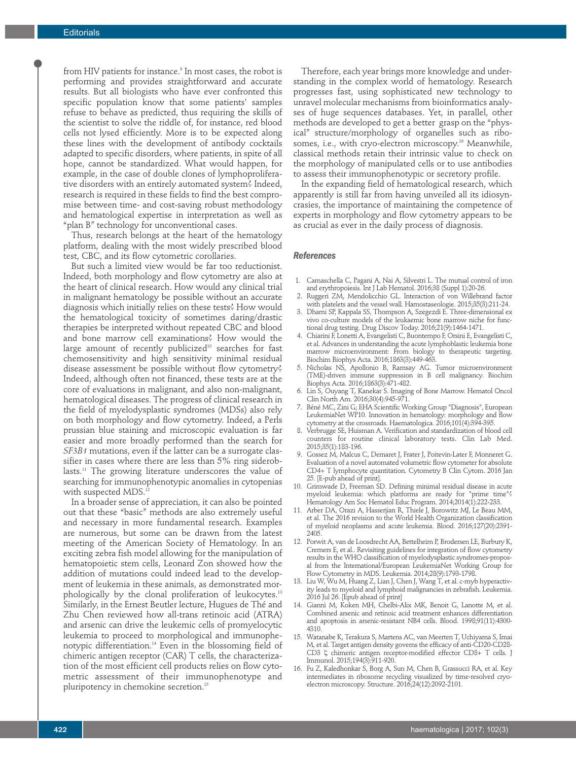from HIV patients for instance.[9] In most cases, the robot is performing and provides straightforward and accurate results. But all biologists who have ever confronted this specific population know that some patients' samples refuse to behave as predicted, thus requiring the skills of the scientist to solve the riddle of, for instance, red blood cells not lysed efficiently. More is to be expected along these lines with the development of antibody cocktails adapted to specific disorders, where patients, in spite of all hope, cannot be standardized. What would happen, for example, in the case of double clones of lymphoproliferative disorders with an entirely automated system? Indeed, research is required in these fields to find the best compromise between time- and cost-saving robust methodology and hematological expertise in interpretation as well as "plan B" technology for unconventional cases.

Thus, research belongs at the heart of the hematology platform, dealing with the most widely prescribed blood test, CBC, and its flow cytometric corollaries.

But such a limited view would be far too reductionist. Indeed, both morphology and flow cytometry are also at the heart of clinical research. How would any clinical trial in malignant hematology be possible without an accurate diagnosis which initially relies on these tests? How would the hematological toxicity of sometimes daring/drastic therapies be interpreted without repeated CBC and blood and bone marrow cell examinations? How would the large amount of recently publicized[10] searches for fast chemosensitivity and high sensitivity minimal residual disease assessment be possible without flow cytometry? Indeed, although often not financed, these tests are at the core of evaluations in malignant, and also non-malignant, hematological diseases. The progress of clinical research in the field of myelodysplastic syndromes (MDSs) also rely on both morphology and flow cytometry. Indeed, a Perls prussian blue staining and microscopic evaluation is far easier and more broadly performed than the search for *SF3B1* mutations, even if the latter can be a surrogate classifier in cases where there are less than 5% ring sideroblasts.[11] The growing literature underscores the value of searching for immunophenotypic anomalies in cytopenias with suspected MDS.[12]

In a broader sense of appreciation, it can also be pointed out that these "basic" methods are also extremely useful and necessary in more fundamental research. Examples are numerous, but some can be drawn from the latest meeting of the American Society of Hematology. In an exciting zebra fish model allowing for the manipulation of hematopoietic stem cells, Leonard Zon showed how the addition of mutations could indeed lead to the development of leukemia in these animals, as demonstrated morphologically by the clonal proliferation of leukocytes.[13] Similarly, in the Ernest Beutler lecture, Hugues de Thé and Zhu Chen reviewed how all-trans retinoic acid (ATRA) and arsenic can drive the leukemic cells of promyelocytic leukemia to proceed to morphological and immunophenotypic differentiation.[14] Even in the blossoming field of chimeric antigen receptor (CAR) T cells, the characterization of the most efficient cell products relies on flow cytometric assessment of their immunophenotype and pluripotency in chemokine secretion.[15]

Therefore, each year brings more knowledge and understanding in the complex world of hematology. Research progresses fast, using sophisticated new technology to unravel molecular mechanisms from bioinformatics analyses of huge sequences databases. Yet, in parallel, other methods are developed to get a better grasp on the "physical" structure/morphology of organelles such as ribosomes, i.e., with cryo-electron microscopy.[16] Meanwhile, classical methods retain their intrinsic value to check on the morphology of manipulated cells or to use antibodies to assess their immunophenotypic or secretory profile.

In the expanding field of hematological research, which apparently is still far from having unveiled all its idiosyncrasies, the importance of maintaining the competence of experts in morphology and flow cytometry appears to be as crucial as ever in the daily process of diagnosis.

## References

1. Camaschella C, Pagani A, Nai A, Silvestri L. The mutual control of iron and erythropoiesis. Int J Lab Hematol. 2016;38 (Suppl 1):20-26.
2. Ruggeri ZM, Mendolicchio GL. Interaction of von Willebrand factor with platelets and the vessel wall. Hamostaseologie. 2015;35(3):211-24.
3. Dhami SP, Kappala SS, Thompson A, Szegezdi E. Three-dimensional ex vivo co-culture models of the leukaemic bone marrow niche for functional drug testing. Drug Discov Today. 2016;21(9):1464-1471.
4. Chiarini F, Lonetti A, Evangelisti C, Buontempo F, Orsini E, Evangelisti C, et al. Advances in understanding the acute lymphoblastic leukemia bone marrow microenvironment: From biology to therapeutic targeting. Biochim Biophys Acta. 2016;1863(3):449-463.
5. Nicholas NS, Apollonio B, Ramsay AG. Tumor microenvironment (TME)-driven immune suppression in B cell malignancy. Biochim Biophys Acta. 2016;1863(3):471-482.
6. Lin S, Ouyang T, Kanekar S. Imaging of Bone Marrow. Hematol Oncol Clin North Am. 2016;30(4):945-971.
7. Béné MC, Zini G; EHA Scientific Working Group "Diagnosis", European LeukemiaNet WP10. Innovation in hematology: morphology and flow cytometry at the crossroads. Haematologica. 2016;101(4):394-395.
8. Verbrugge SE, Huisman A. Verification and standardization of blood cell counters for routine clinical laboratory tests. Clin Lab Med. 2015;35(1):183-196.
9. Gossez M, Malcus C, Demaret J, Frater J, Poitevin-Later F, Monneret G. Evaluation of a novel automated volumetric flow cytometer for absolute CD4+ T lymphocyte quantitation. Cytometry B Clin Cytom. 2016 Jan 25. [E-pub ahead of print].
10. Grimwade D, Freeman SD. Defining minimal residual disease in acute myeloid leukemia: which platforms are ready for "prime time"? Hematology Am Soc Hematol Educ Program. 2014;2014(1):222-233.
11. Arber DA, Orazi A, Hasserjian R, Thiele J, Borowitz MJ, Le Beau MM, et al. The 2016 revision to the World Health Organization classification of myeloid neoplasms and acute leukemia. Blood. 2016;127(20):2391-2405.
12. Porwit A, van de Loosdrecht AA, Bettelheim P, Brodersen LE, Burbury K, Cremers E, et al.. Revisiting guidelines for integration of flow cytometry results in the WHO classification of myelodysplastic syndromes-proposal from the International/European LeukemiaNet Working Group for Flow Cytometry in MDS. Leukemia. 2014;28(9):1793-1798.
13. Liu W, Wu M, Huang Z, Lian J, Chen J, Wang T, et al. c-myb hyperactivity leads to myeloid and lymphoid malignancies in zebrafish. Leukemia. 2016 Jul 26. [Epub ahead of print]
14. Giannì M, Koken MH, Chelbi-Alix MK, Benoit G, Lanotte M, et al. Combined arsenic and retinoic acid treatment enhances differentiation and apoptosis in arsenic-resistant NB4 cells. Blood. 1998;91(11):4300-4310.
15. Watanabe K, Terakura S, Martens AC, van Meerten T, Uchiyama S, Imai M, et al. Target antigen density governs the efficacy of anti-CD20-CD28-CD3 ζ chimeric antigen receptor-modified effector CD8+ T cells. J Immunol. 2015;194(3):911-920.
16. Fu Z, Kaledhonkar S, Borg A, Sun M, Chen B, Grassucci RA, et al. Key intermediates in ribosome recycling visualized by time-resolved cryo-electron microscopy. Structure. 2016;24(12):2092-2101.